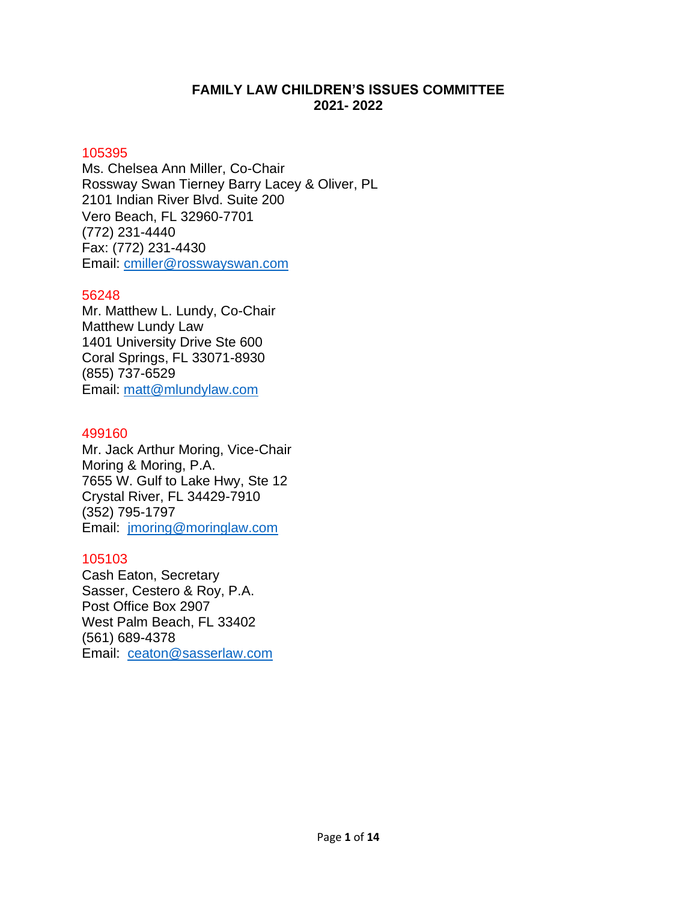# FAMILY LAW CHILDREN'S ISSUES COMMITTEE
# 2021- 2022

105395
Ms. Chelsea Ann Miller, Co-Chair
Rossway Swan Tierney Barry Lacey & Oliver, PL
2101 Indian River Blvd. Suite 200
Vero Beach, FL 32960-7701
(772) 231-4440
Fax: (772) 231-4430
Email: cmiller@rosswayswan.com

56248
Mr. Matthew L. Lundy, Co-Chair
Matthew Lundy Law
1401 University Drive Ste 600
Coral Springs, FL 33071-8930
(855) 737-6529
Email: matt@mlundylaw.com

499160
Mr. Jack Arthur Moring, Vice-Chair
Moring & Moring, P.A.
7655 W. Gulf to Lake Hwy, Ste 12
Crystal River, FL 34429-7910
(352) 795-1797
Email: jmoring@moringlaw.com

105103
Cash Eaton, Secretary
Sasser, Cestero & Roy, P.A.
Post Office Box 2907
West Palm Beach, FL 33402
(561) 689-4378
Email: ceaton@sasserlaw.com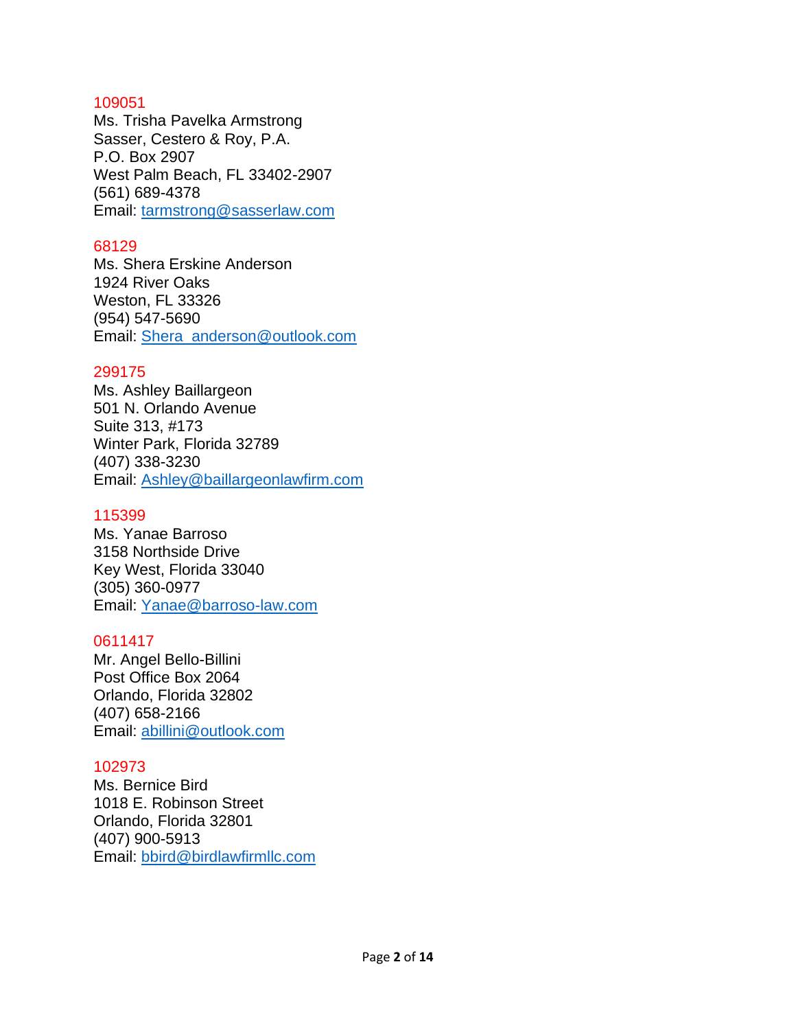109051
Ms. Trisha Pavelka Armstrong
Sasser, Cestero & Roy, P.A.
P.O. Box 2907
West Palm Beach, FL 33402-2907
(561) 689-4378
Email: tarmstrong@sasserlaw.com

68129
Ms. Shera Erskine Anderson
1924 River Oaks
Weston, FL 33326
(954) 547-5690
Email: Shera_anderson@outlook.com

299175
Ms. Ashley Baillargeon
501 N. Orlando Avenue
Suite 313, #173
Winter Park, Florida 32789
(407) 338-3230
Email: Ashley@baillargeonlawfirm.com

115399
Ms. Yanae Barroso
3158 Northside Drive
Key West, Florida 33040
(305) 360-0977
Email: Yanae@barroso-law.com

0611417
Mr. Angel Bello-Billini
Post Office Box 2064
Orlando, Florida 32802
(407) 658-2166
Email: abillini@outlook.com

102973
Ms. Bernice Bird
1018 E. Robinson Street
Orlando, Florida 32801
(407) 900-5913
Email: bbird@birdlawfirmllc.com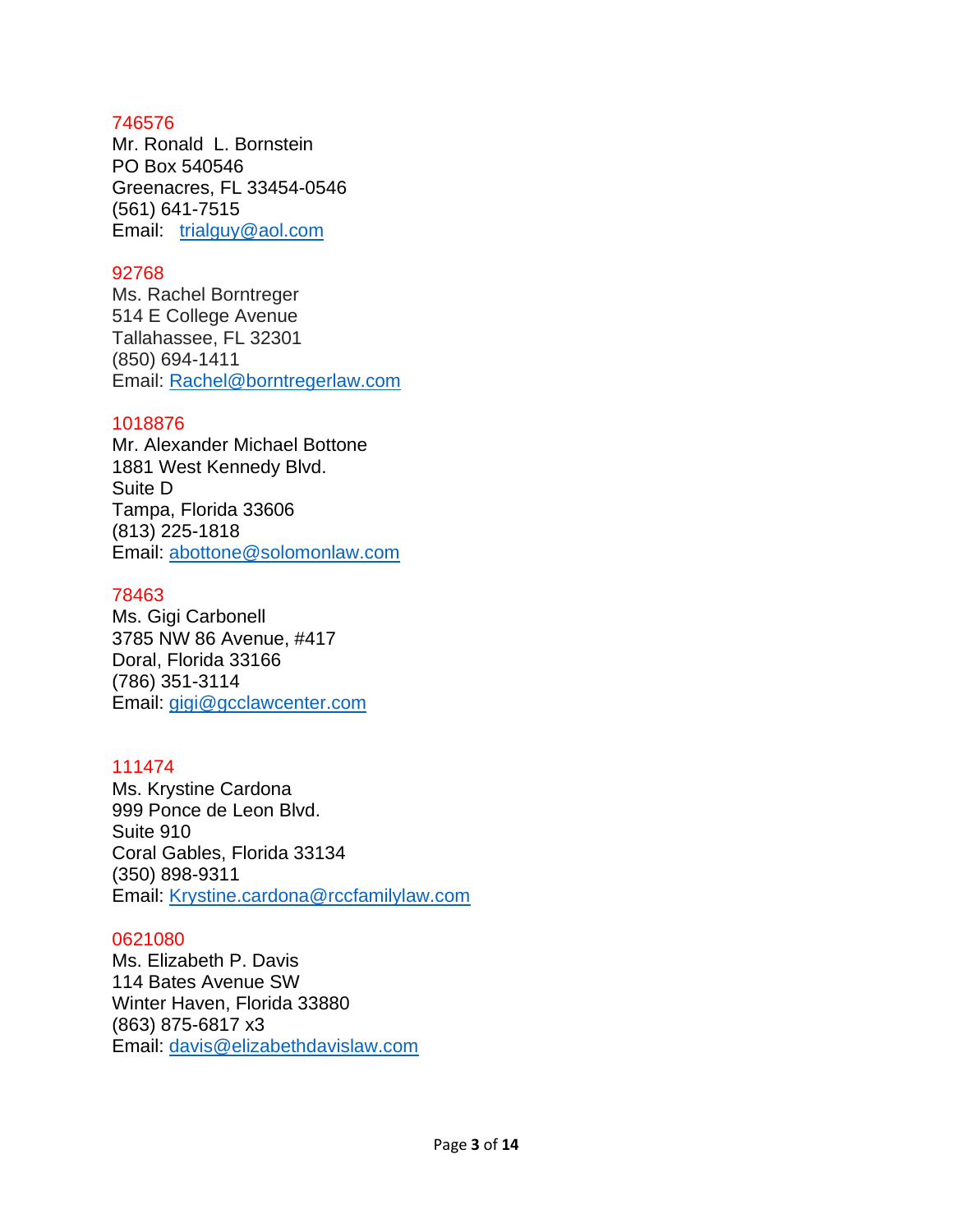746576
Mr. Ronald L. Bornstein
PO Box 540546
Greenacres, FL 33454-0546
(561) 641-7515
Email: trialguy@aol.com

92768
Ms. Rachel Borntreger
514 E College Avenue
Tallahassee, FL 32301
(850) 694-1411
Email: Rachel@borntregerlaw.com

1018876
Mr. Alexander Michael Bottone
1881 West Kennedy Blvd.
Suite D
Tampa, Florida 33606
(813) 225-1818
Email: abottone@solomonlaw.com

78463
Ms. Gigi Carbonell
3785 NW 86 Avenue, #417
Doral, Florida 33166
(786) 351-3114
Email: gigi@gcclawcenter.com

111474
Ms. Krystine Cardona
999 Ponce de Leon Blvd.
Suite 910
Coral Gables, Florida 33134
(350) 898-9311
Email: Krystine.cardona@rccfamilylaw.com

0621080
Ms. Elizabeth P. Davis
114 Bates Avenue SW
Winter Haven, Florida 33880
(863) 875-6817 x3
Email: davis@elizabethdavislaw.com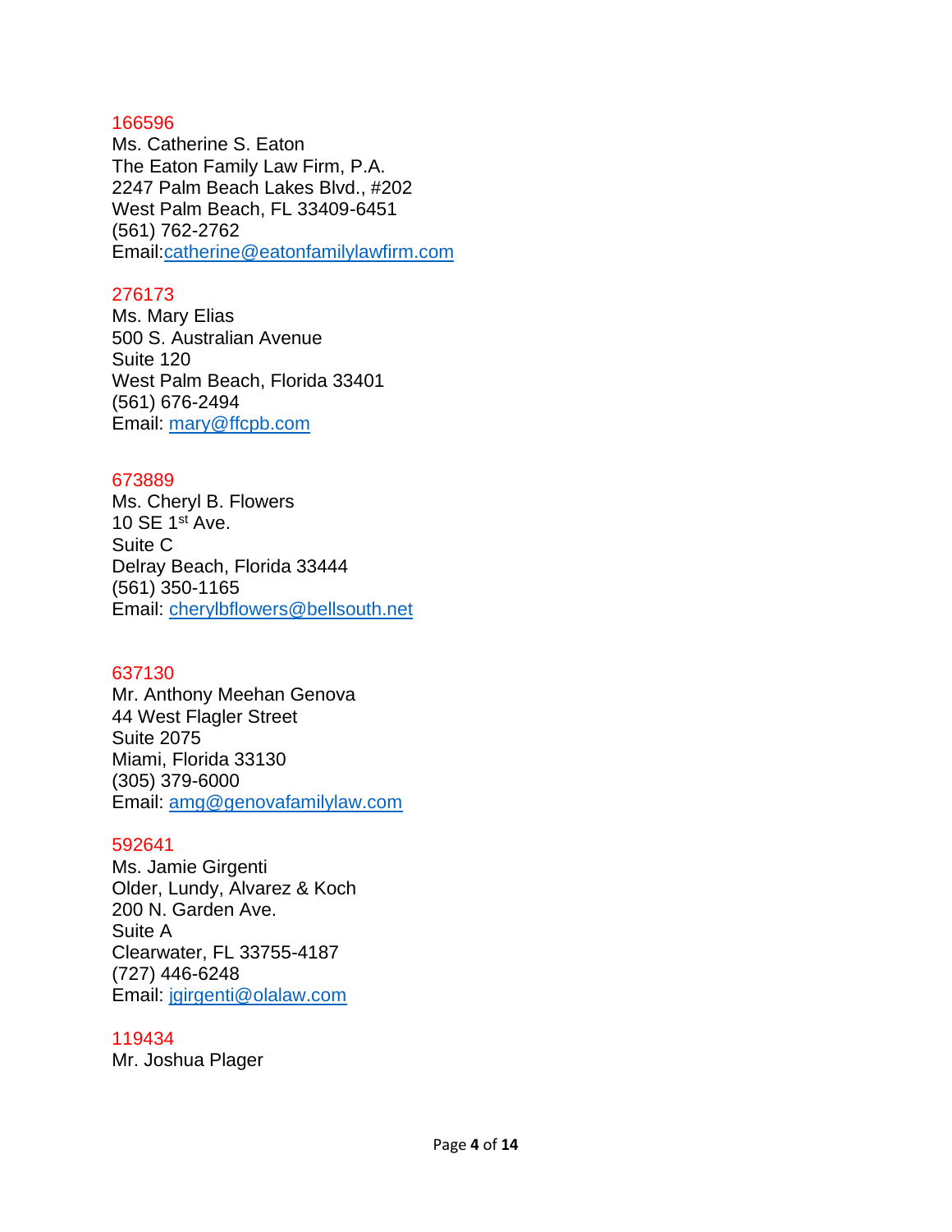166596
Ms. Catherine S. Eaton
The Eaton Family Law Firm, P.A.
2247 Palm Beach Lakes Blvd., #202
West Palm Beach, FL 33409-6451
(561) 762-2762
Email:catherine@eatonfamilylawfirm.com

276173
Ms. Mary Elias
500 S. Australian Avenue
Suite 120
West Palm Beach, Florida 33401
(561) 676-2494
Email: mary@ffcpb.com

673889
Ms. Cheryl B. Flowers
10 SE 1st Ave.
Suite C
Delray Beach, Florida 33444
(561) 350-1165
Email: cherylbflowers@bellsouth.net

637130
Mr. Anthony Meehan Genova
44 West Flagler Street
Suite 2075
Miami, Florida 33130
(305) 379-6000
Email: amg@genovafamilylaw.com

592641
Ms. Jamie Girgenti
Older, Lundy, Alvarez & Koch
200 N. Garden Ave.
Suite A
Clearwater, FL 33755-4187
(727) 446-6248
Email: jgirgenti@olalaw.com

119434
Mr. Joshua Plager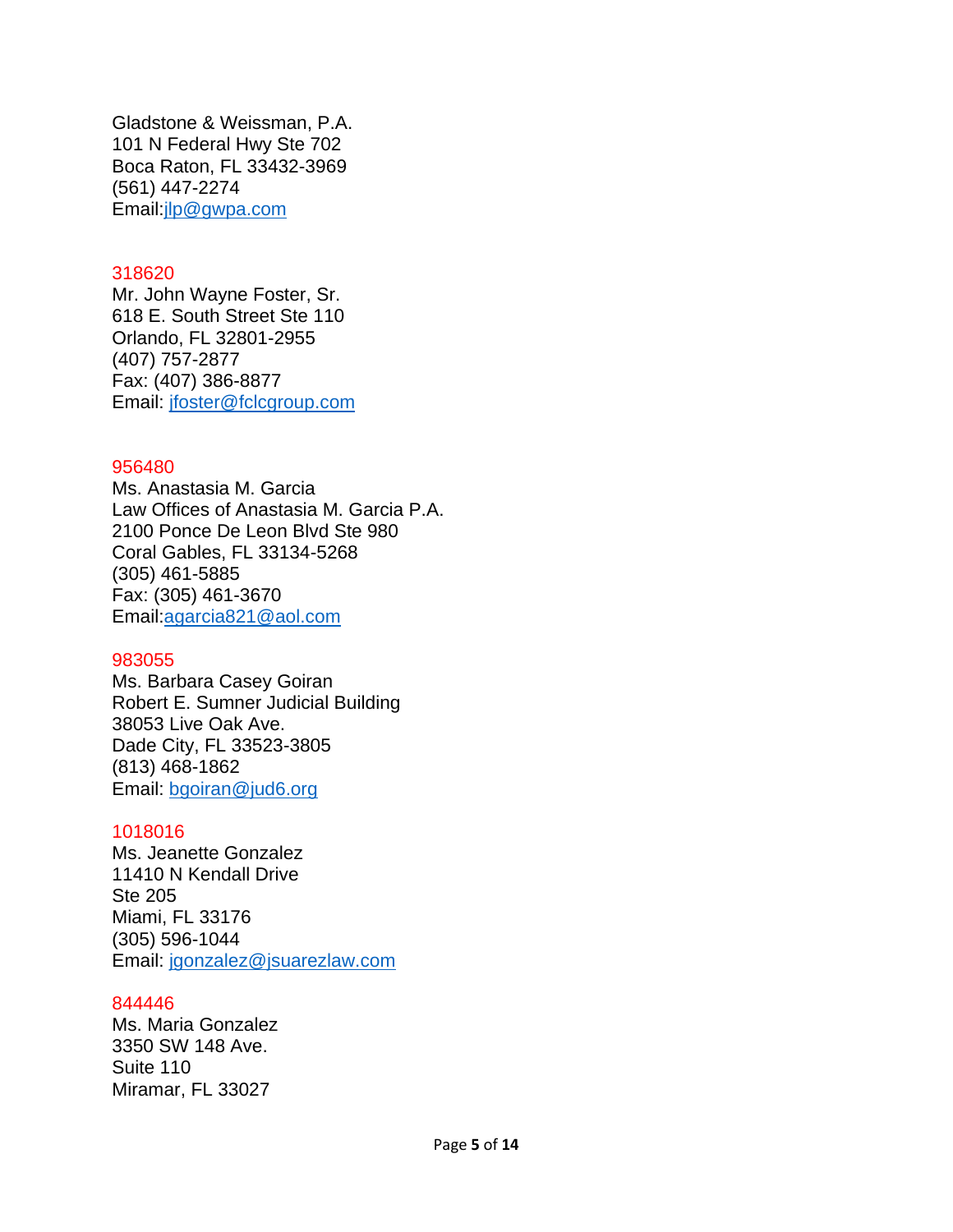Gladstone & Weissman, P.A.
101 N Federal Hwy Ste 702
Boca Raton, FL 33432-3969
(561) 447-2274
Email:jlp@gwpa.com

318620
Mr. John Wayne Foster, Sr.
618 E. South Street Ste 110
Orlando, FL 32801-2955
(407) 757-2877
Fax: (407) 386-8877
Email: jfoster@fclcgroup.com

956480
Ms. Anastasia M. Garcia
Law Offices of Anastasia M. Garcia P.A.
2100 Ponce De Leon Blvd Ste 980
Coral Gables, FL 33134-5268
(305) 461-5885
Fax: (305) 461-3670
Email:agarcia821@aol.com

983055
Ms. Barbara Casey Goiran
Robert E. Sumner Judicial Building
38053 Live Oak Ave.
Dade City, FL 33523-3805
(813) 468-1862
Email: bgoiran@jud6.org

1018016
Ms. Jeanette Gonzalez
11410 N Kendall Drive
Ste 205
Miami, FL 33176
(305) 596-1044
Email: jgonzalez@jsuarezlaw.com

844446
Ms. Maria Gonzalez
3350 SW 148 Ave.
Suite 110
Miramar, FL 33027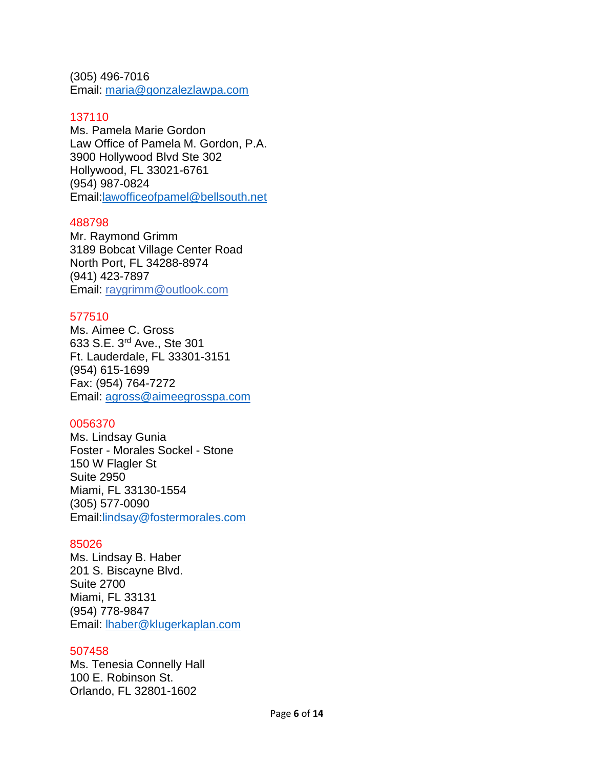(305) 496-7016
Email: maria@gonzalezlawpa.com

137110
Ms. Pamela Marie Gordon
Law Office of Pamela M. Gordon, P.A.
3900 Hollywood Blvd Ste 302
Hollywood, FL 33021-6761
(954) 987-0824
Email:lawofficeofpamel@bellsouth.net

488798
Mr. Raymond Grimm
3189 Bobcat Village Center Road
North Port, FL 34288-8974
(941) 423-7897
Email: raygrimm@outlook.com

577510
Ms. Aimee C. Gross
633 S.E. 3rd Ave., Ste 301
Ft. Lauderdale, FL 33301-3151
(954) 615-1699
Fax: (954) 764-7272
Email: agross@aimeegrosspa.com

0056370
Ms. Lindsay Gunia
Foster - Morales Sockel - Stone
150 W Flagler St
Suite 2950
Miami, FL 33130-1554
(305) 577-0090
Email:lindsay@fostermorales.com

85026
Ms. Lindsay B. Haber
201 S. Biscayne Blvd.
Suite 2700
Miami, FL 33131
(954) 778-9847
Email: lhaber@klugerkaplan.com

507458
Ms. Tenesia Connelly Hall
100 E. Robinson St.
Orlando, FL 32801-1602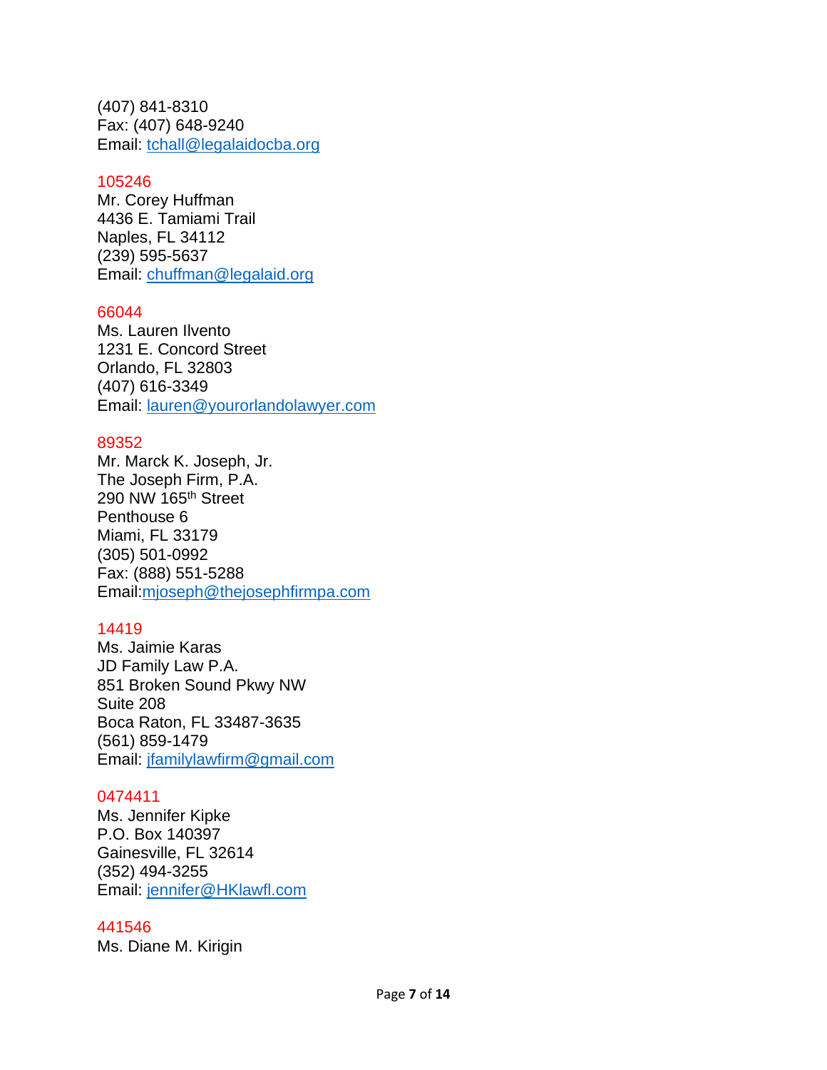(407) 841-8310
Fax: (407) 648-9240
Email: tchall@legalaidocba.org

105246
Mr. Corey Huffman
4436 E. Tamiami Trail
Naples, FL 34112
(239) 595-5637
Email: chuffman@legalaid.org

66044
Ms. Lauren Ilvento
1231 E. Concord Street
Orlando, FL 32803
(407) 616-3349
Email: lauren@yourorlandolawyer.com

89352
Mr. Marck K. Joseph, Jr.
The Joseph Firm, P.A.
290 NW 165th Street
Penthouse 6
Miami, FL 33179
(305) 501-0992
Fax: (888) 551-5288
Email:mjoseph@thejosephfirmpa.com

14419
Ms. Jaimie Karas
JD Family Law P.A.
851 Broken Sound Pkwy NW
Suite 208
Boca Raton, FL 33487-3635
(561) 859-1479
Email: jfamilylawfirm@gmail.com

0474411
Ms. Jennifer Kipke
P.O. Box 140397
Gainesville, FL 32614
(352) 494-3255
Email: jennifer@HKlawfl.com

441546
Ms. Diane M. Kirigin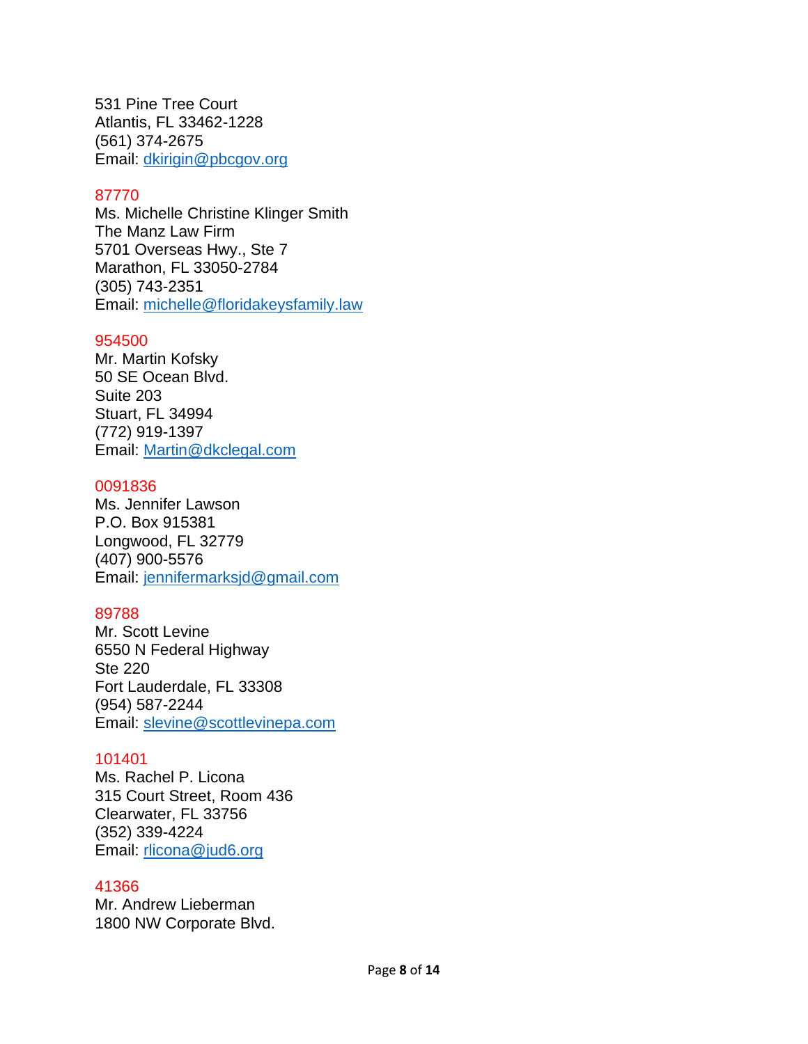531 Pine Tree Court
Atlantis, FL 33462-1228
(561) 374-2675
Email: dkirigin@pbcgov.org

87770
Ms. Michelle Christine Klinger Smith
The Manz Law Firm
5701 Overseas Hwy., Ste 7
Marathon, FL 33050-2784
(305) 743-2351
Email: michelle@floridakeysfamily.law

954500
Mr. Martin Kofsky
50 SE Ocean Blvd.
Suite 203
Stuart, FL 34994
(772) 919-1397
Email: Martin@dkclegal.com

0091836
Ms. Jennifer Lawson
P.O. Box 915381
Longwood, FL 32779
(407) 900-5576
Email: jennifermarksjd@gmail.com

89788
Mr. Scott Levine
6550 N Federal Highway
Ste 220
Fort Lauderdale, FL 33308
(954) 587-2244
Email: slevine@scottlevinepa.com

101401
Ms. Rachel P. Licona
315 Court Street, Room 436
Clearwater, FL 33756
(352) 339-4224
Email: rlicona@jud6.org

41366
Mr. Andrew Lieberman
1800 NW Corporate Blvd.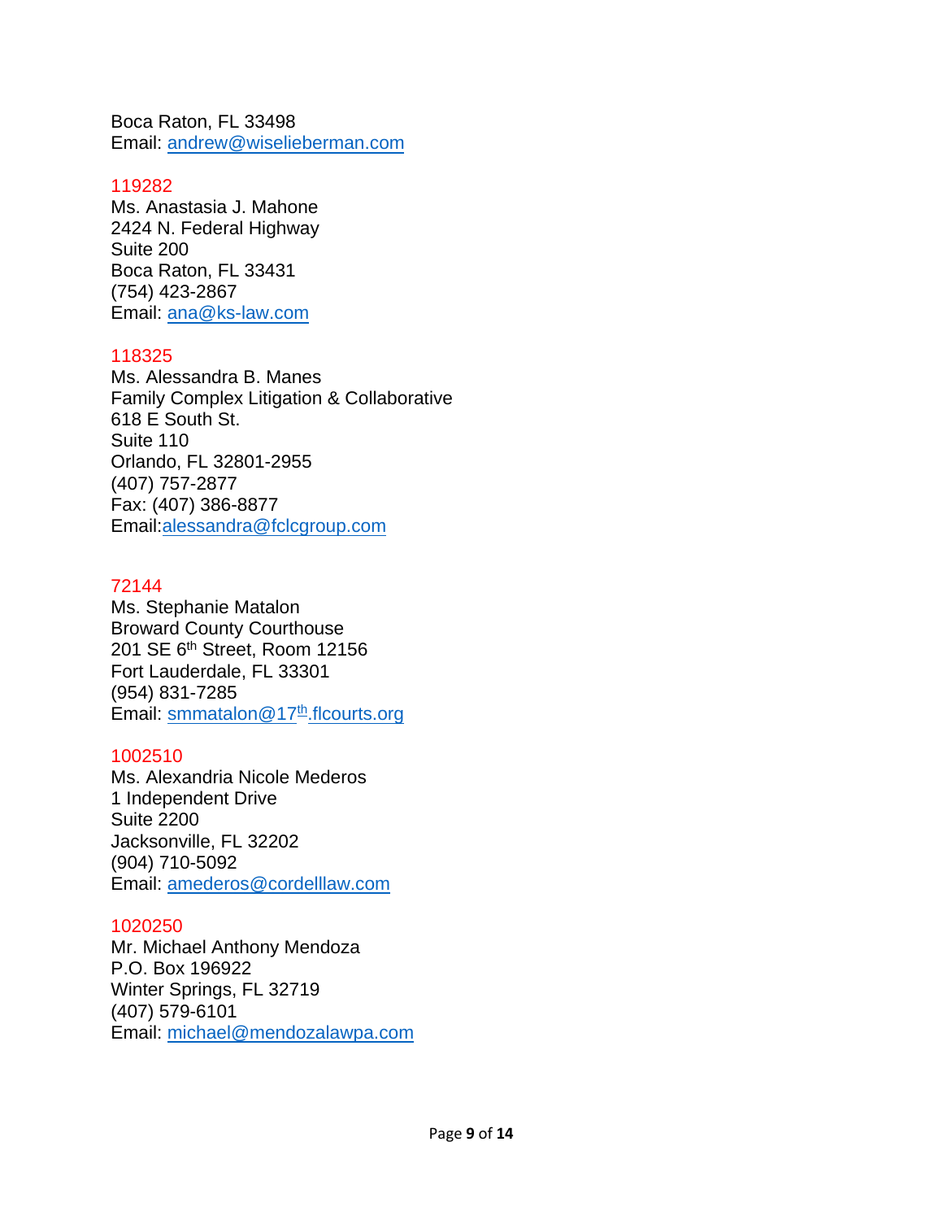Boca Raton, FL 33498
Email: andrew@wiselieberman.com

119282
Ms. Anastasia J. Mahone
2424 N. Federal Highway
Suite 200
Boca Raton, FL 33431
(754) 423-2867
Email: ana@ks-law.com

118325
Ms. Alessandra B. Manes
Family Complex Litigation & Collaborative
618 E South St.
Suite 110
Orlando, FL 32801-2955
(407) 757-2877
Fax: (407) 386-8877
Email:alessandra@fclcgroup.com

72144
Ms. Stephanie Matalon
Broward County Courthouse
201 SE 6th Street, Room 12156
Fort Lauderdale, FL 33301
(954) 831-7285
Email: smmatalon@17th.flcourts.org

1002510
Ms. Alexandria Nicole Mederos
1 Independent Drive
Suite 2200
Jacksonville, FL 32202
(904) 710-5092
Email: amederos@cordelllaw.com

1020250
Mr. Michael Anthony Mendoza
P.O. Box 196922
Winter Springs, FL 32719
(407) 579-6101
Email: michael@mendozalawpa.com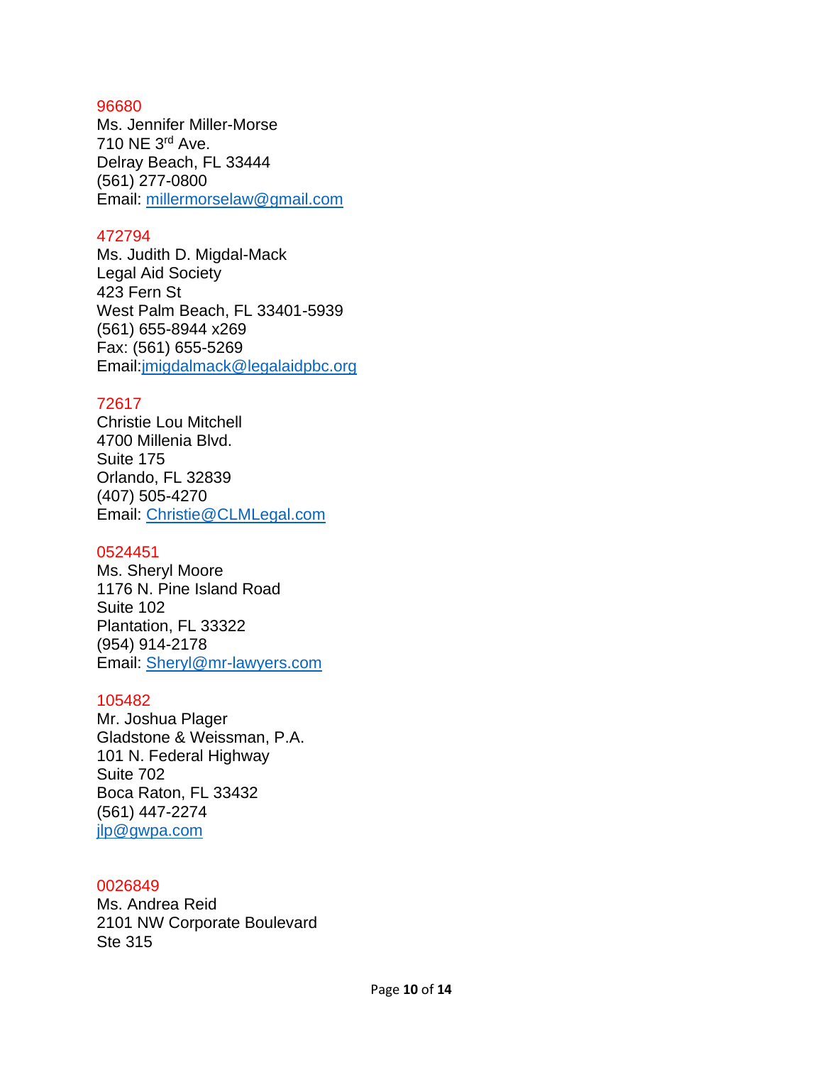96680
Ms. Jennifer Miller-Morse
710 NE 3rd Ave.
Delray Beach, FL 33444
(561) 277-0800
Email: millermorselaw@gmail.com

472794
Ms. Judith D. Migdal-Mack
Legal Aid Society
423 Fern St
West Palm Beach, FL 33401-5939
(561) 655-8944 x269
Fax: (561) 655-5269
Email:jmigdalmack@legalaidpbc.org

72617
Christie Lou Mitchell
4700 Millenia Blvd.
Suite 175
Orlando, FL 32839
(407) 505-4270
Email: Christie@CLMLegal.com

0524451
Ms. Sheryl Moore
1176 N. Pine Island Road
Suite 102
Plantation, FL 33322
(954) 914-2178
Email: Sheryl@mr-lawyers.com

105482
Mr. Joshua Plager
Gladstone & Weissman, P.A.
101 N. Federal Highway
Suite 702
Boca Raton, FL 33432
(561) 447-2274
jlp@gwpa.com

0026849
Ms. Andrea Reid
2101 NW Corporate Boulevard
Ste 315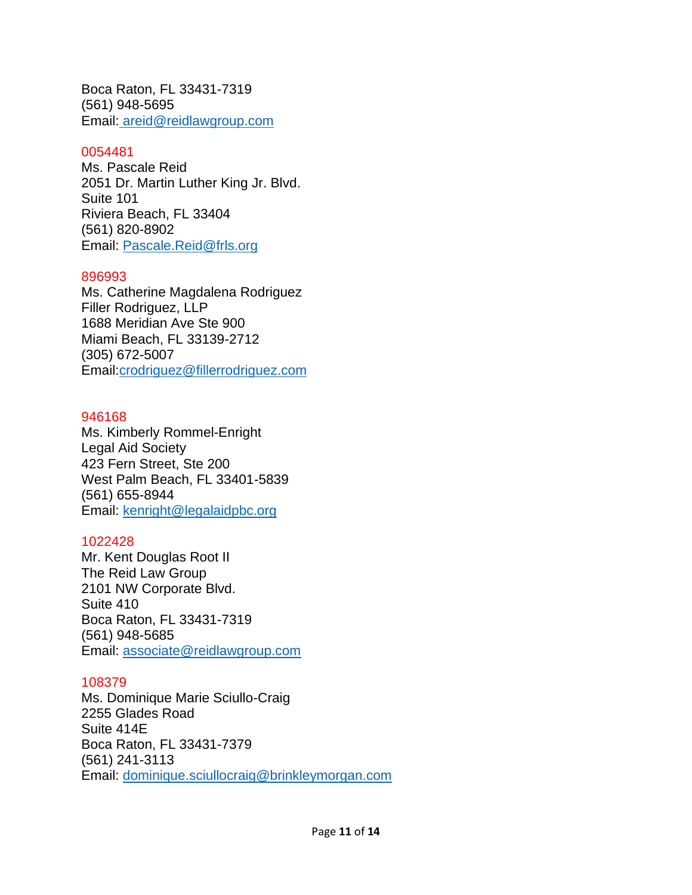Boca Raton, FL 33431-7319
(561) 948-5695
Email: areid@reidlawgroup.com

0054481
Ms. Pascale Reid
2051 Dr. Martin Luther King Jr. Blvd.
Suite 101
Riviera Beach, FL 33404
(561) 820-8902
Email: Pascale.Reid@frls.org

896993
Ms. Catherine Magdalena Rodriguez
Filler Rodriguez, LLP
1688 Meridian Ave Ste 900
Miami Beach, FL 33139-2712
(305) 672-5007
Email:crodriguez@fillerrodriguez.com

946168
Ms. Kimberly Rommel-Enright
Legal Aid Society
423 Fern Street, Ste 200
West Palm Beach, FL 33401-5839
(561) 655-8944
Email: kenright@legalaidpbc.org

1022428
Mr. Kent Douglas Root II
The Reid Law Group
2101 NW Corporate Blvd.
Suite 410
Boca Raton, FL 33431-7319
(561) 948-5685
Email: associate@reidlawgroup.com

108379
Ms. Dominique Marie Sciullo-Craig
2255 Glades Road
Suite 414E
Boca Raton, FL 33431-7379
(561) 241-3113
Email: dominique.sciullocraig@brinkleymorgan.com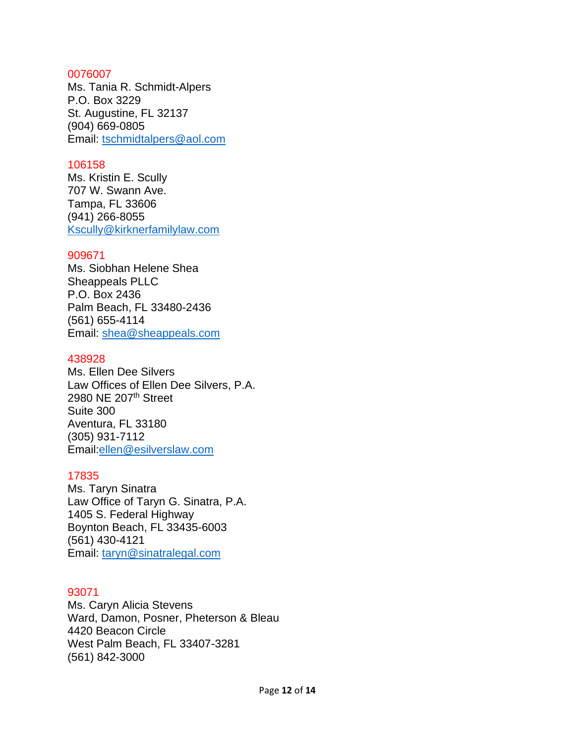0076007
Ms. Tania R. Schmidt-Alpers
P.O. Box 3229
St. Augustine, FL 32137
(904) 669-0805
Email: tschmidtalpers@aol.com

106158
Ms. Kristin E. Scully
707 W. Swann Ave.
Tampa, FL 33606
(941) 266-8055
Kscully@kirknerfamilylaw.com

909671
Ms. Siobhan Helene Shea
Sheappeals PLLC
P.O. Box 2436
Palm Beach, FL 33480-2436
(561) 655-4114
Email: shea@sheappeals.com

438928
Ms. Ellen Dee Silvers
Law Offices of Ellen Dee Silvers, P.A.
2980 NE 207th Street
Suite 300
Aventura, FL 33180
(305) 931-7112
Email:ellen@esilverslaw.com

17835
Ms. Taryn Sinatra
Law Office of Taryn G. Sinatra, P.A.
1405 S. Federal Highway
Boynton Beach, FL 33435-6003
(561) 430-4121
Email: taryn@sinatralegal.com

93071
Ms. Caryn Alicia Stevens
Ward, Damon, Posner, Pheterson & Bleau
4420 Beacon Circle
West Palm Beach, FL 33407-3281
(561) 842-3000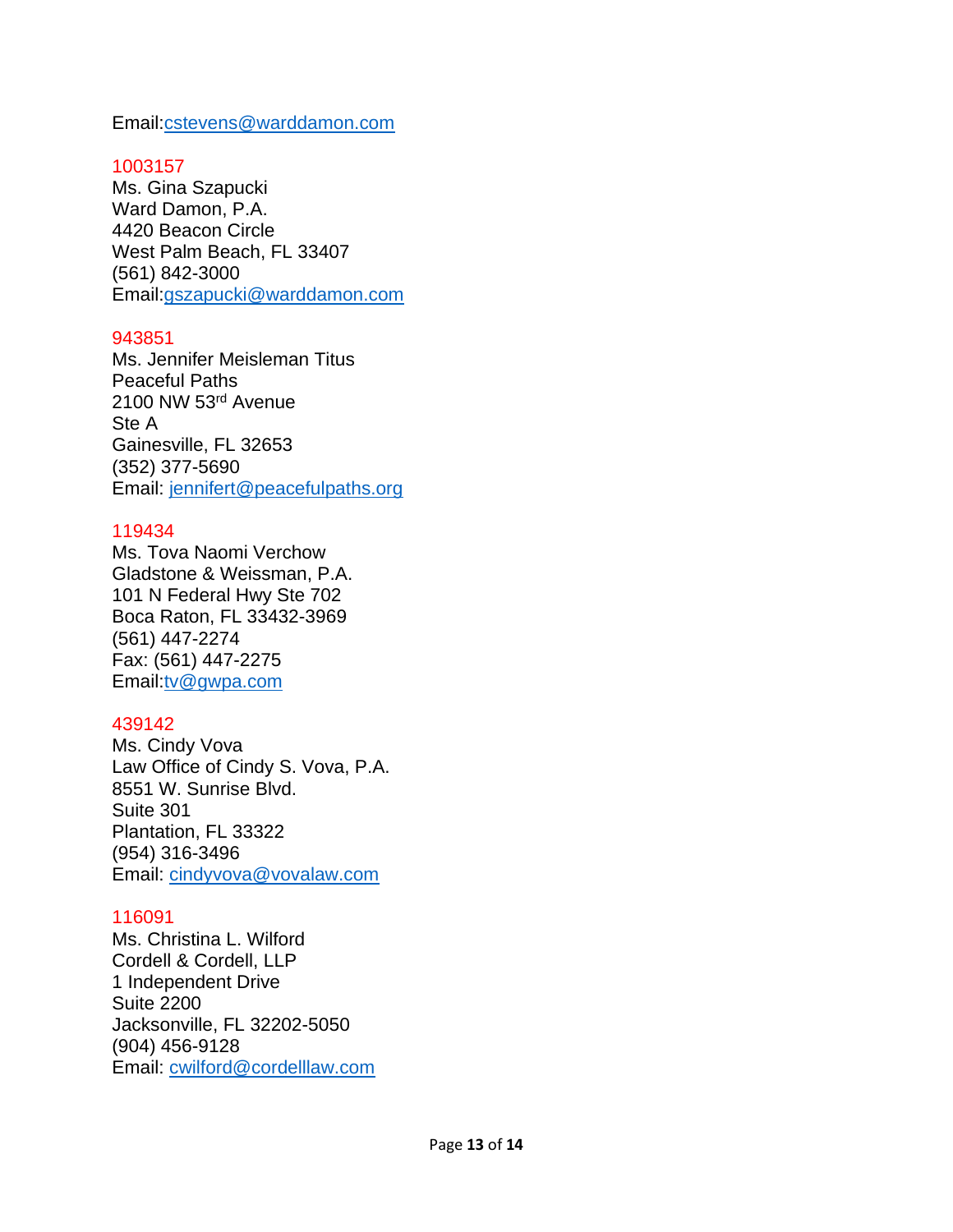Email:cstevens@warddamon.com

1003157
Ms. Gina Szapucki
Ward Damon, P.A.
4420 Beacon Circle
West Palm Beach, FL 33407
(561) 842-3000
Email:gszapucki@warddamon.com

943851
Ms. Jennifer Meisleman Titus
Peaceful Paths
2100 NW 53rd Avenue
Ste A
Gainesville, FL 32653
(352) 377-5690
Email: jennifert@peacefulpaths.org

119434
Ms. Tova Naomi Verchow
Gladstone & Weissman, P.A.
101 N Federal Hwy Ste 702
Boca Raton, FL 33432-3969
(561) 447-2274
Fax: (561) 447-2275
Email:tv@gwpa.com

439142
Ms. Cindy Vova
Law Office of Cindy S. Vova, P.A.
8551 W. Sunrise Blvd.
Suite 301
Plantation, FL 33322
(954) 316-3496
Email: cindyvova@vovalaw.com

116091
Ms. Christina L. Wilford
Cordell & Cordell, LLP
1 Independent Drive
Suite 2200
Jacksonville, FL 32202-5050
(904) 456-9128
Email: cwilford@cordelllaw.com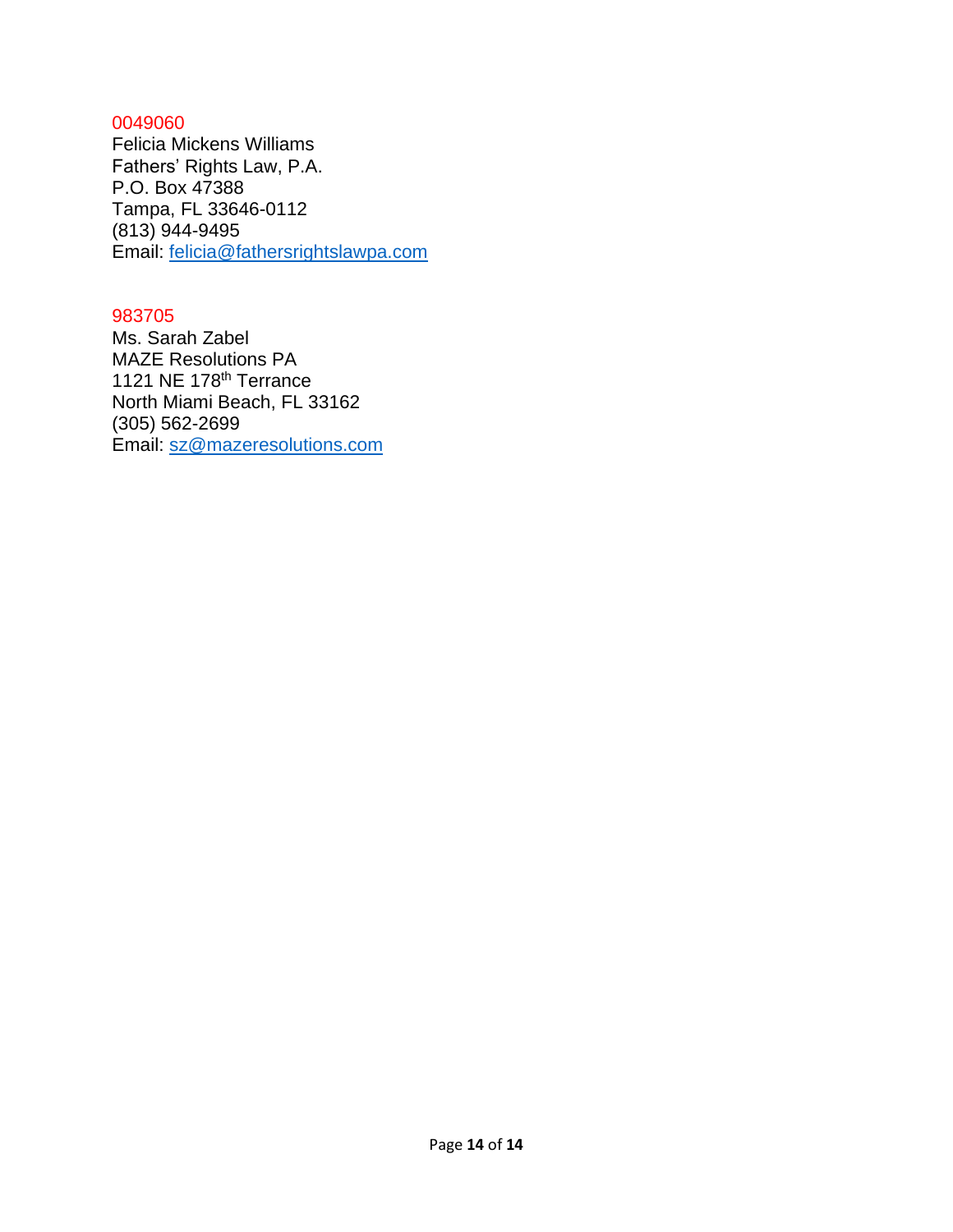0049060
Felicia Mickens Williams
Fathers' Rights Law, P.A.
P.O. Box 47388
Tampa, FL 33646-0112
(813) 944-9495
Email: felicia@fathersrightslawpa.com

983705
Ms. Sarah Zabel
MAZE Resolutions PA
1121 NE 178th Terrance
North Miami Beach, FL 33162
(305) 562-2699
Email: sz@mazeresolutions.com